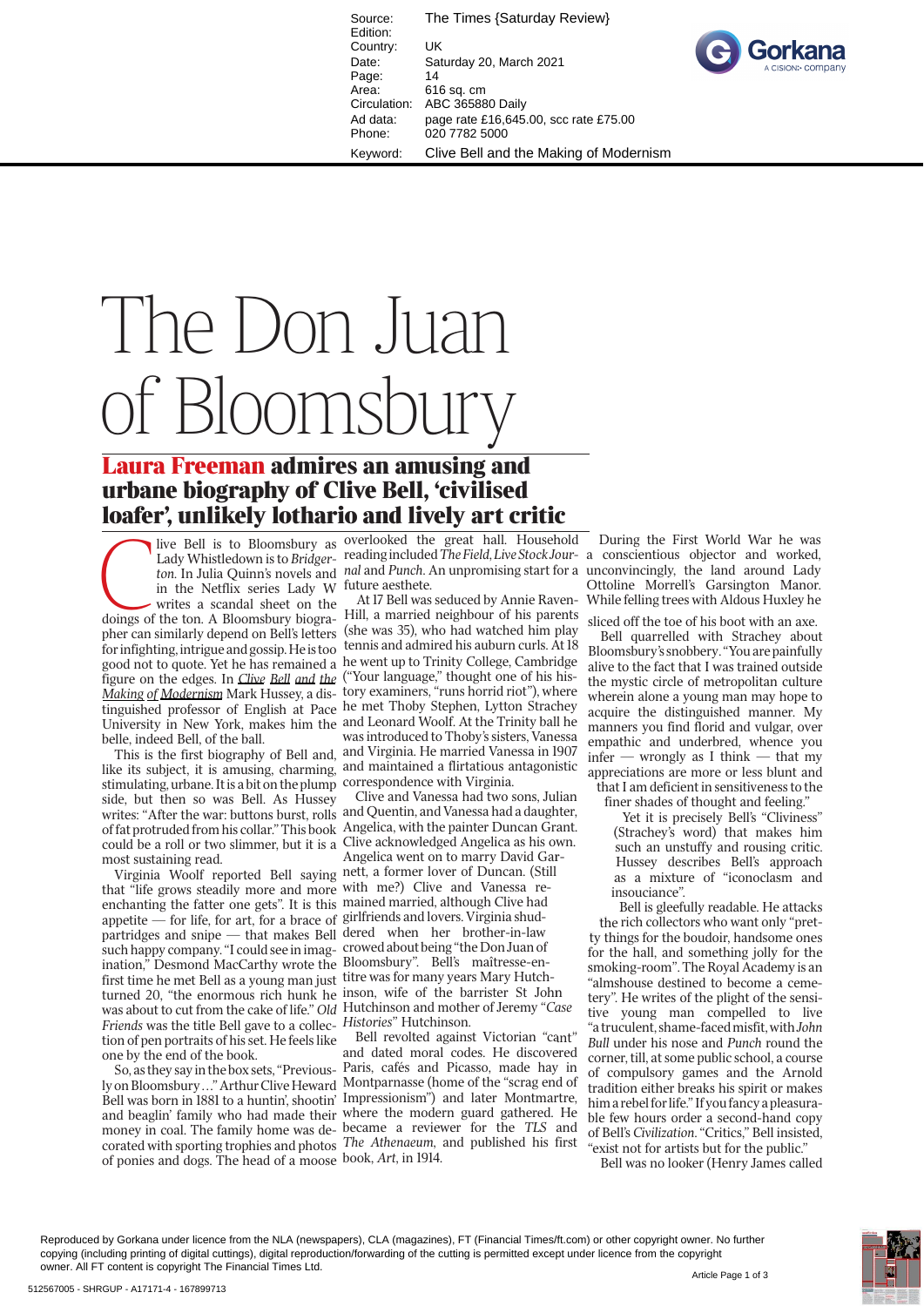# The Don Juan of Bloomsbury

## Laura Freeman admires an amusing and urbane biography of Clive Bell, 'civilised loafer', unlikely lothario and lively art critic

Clive Bell is to Bloomsbury as Lady Whistledown is to *Bridgerton*. In Julia Quinn's novels and in the Netflix series Lady W writes a scandal sheet on the doings of the ton. A Bloomsbury biographer can similarly depend on Bell's letters for infighting, intrigue and gossip. He is too good not to quote. Yet he has remained a figure on the edges. In *Clive Bell and the Making of Modernism* Mark Hussey, a distinguished professor of English at Pace University in New York, makes him the belle, indeed Bell, of the ball.

This is the first biography of Bell and, like its subject, it is amusing, charming, stimulating, urbane. It is a bit on the plump side, but then so was Bell. As Hussey writes: "After the war: buttons burst, rolls of fat protruded from his collar." This book could be a roll or two slimmer, but it is a most sustaining read.

Virginia Woolf reported Bell saying that "life grows steadily more and more enchanting the fatter one gets". It is this appetite — for life, for art, for a brace of partridges and snipe — that makes Bell such happy company. "I could see in imagination," Desmond MacCarthy wrote the first time he met Bell as a young man just turned 20, "the enormous rich hunk he was about to cut from the cake of life." *Old Friends* was the title Bell gave to a collection of pen portraits of his set. He feels like one by the end of the book.

So, as they say in the box sets, "Previously on Bloomsbury…" Arthur Clive Heward Bell was born in 1881 to a huntin', shootin' and beaglin' family who had made their money in coal. The family home was decorated with sporting trophies and photos of ponies and dogs. The head of a moose overlooked the great hall. Household reading included *The Field*, *Live Stock Journal* and *Punch*. An unpromising start for a future aesthete.

At 17 Bell was seduced by Annie Raven-Hill, a married neighbour of his parents (she was 35), who had watched him play tennis and admired his auburn curls. At 18 he went up to Trinity College, Cambridge ("Your language," thought one of his history examiners, "runs horrid riot"), where he met Thoby Stephen, Lytton Strachey and Leonard Woolf. At the Trinity ball he was introduced to Thoby's sisters, Vanessa and Virginia. He married Vanessa in 1907 and maintained a flirtatious antagonistic correspondence with Virginia.

Clive and Vanessa had two sons, Julian and Quentin, and Vanessa had a daughter, Angelica, with the painter Duncan Grant. Clive acknowledged Angelica as his own. Angelica went on to marry David Garnett, a former lover of Duncan. (Still with me?) Clive and Vanessa remained married, although Clive had girlfriends and lovers. Virginia shuddered when her brother-in-law crowed about being "the Don Juan of Bloomsbury". Bell's maîtresse-en-titre was for many years Mary Hutchinson, wife of the barrister St John Hutchinson and mother of Jeremy "*Case Histories*" Hutchinson.

Bell revolted against Victorian "cant" and dated moral codes. He discovered Paris, cafés and Picasso, made hay in Montparnasse (home of the "scrag end of Impressionism") and later Montmartre, where the modern guard gathered. He became a reviewer for the *TLS* and *The Athenaeum*, and published his first book, *Art*, in 1914.

During the First World War he was a conscientious objector and worked, unconvincingly, the land around Lady Ottoline Morrell's Garsington Manor. While felling trees with Aldous Huxley he sliced off the toe of his boot with an axe.

Bell quarrelled with Strachey about Bloomsbury's snobbery. "You are painfully alive to the fact that I was trained outside the mystic circle of metropolitan culture wherein alone a young man may hope to acquire the distinguished manner. My manners you find florid and vulgar, over empathic and underbred, whence you infer — wrongly as I think — that my appreciations are more or less blunt and that I am deficient in sensitiveness to the finer shades of thought and feeling."

Yet it is precisely Bell's "Cliviness" (Strachey's word) that makes him such an unstuffy and rousing critic. Hussey describes Bell's approach as a mixture of "iconoclasm and insouciance".

Bell is gleefully readable. He attacks the rich collectors who want only "pretty things for the boudoir, handsome ones for the hall, and something jolly for the smoking-room". The Royal Academy is an "almshouse destined to become a cemetery". He writes of the plight of the sensitive young man compelled to live "a truculent, shame-faced mystic, with *John Bull* under his nose and *Punch* round the corner, till, at some public school, a course of compulsory games and the Arnold tradition either breaks his spirit or makes him a rebel for life." If you fancy a pleasurable few hours order a second-hand copy of Bell's *Civilization*. "Critics," Bell insisted, "exist not for artists but for the public."

Bell was no looker (Henry James called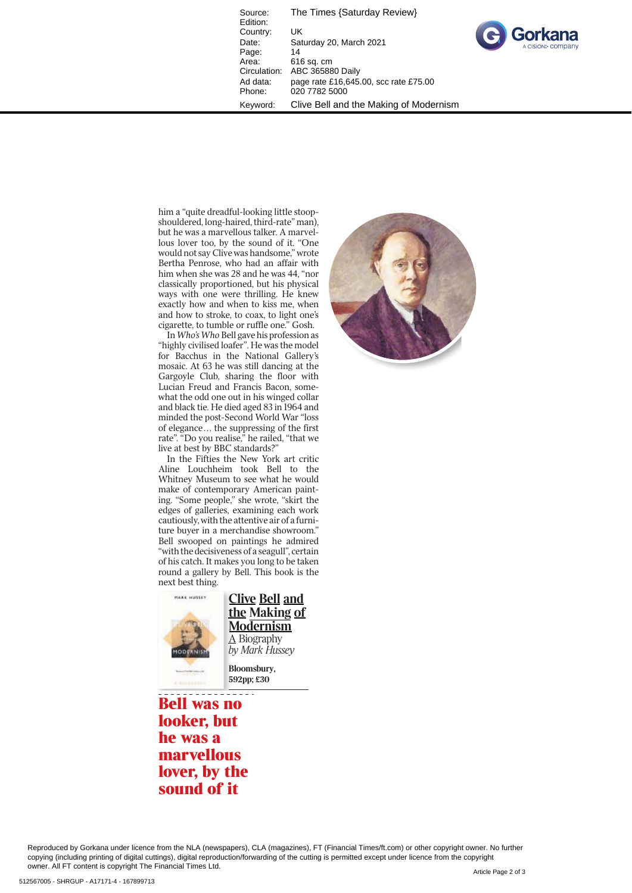| | |
|---|---|
| Source: | The Times {Saturday Review} |
| Edition: | |
| Country: | UK |
| Date: | Saturday 20, March 2021 |
| Page: | 14 |
| Area: | 616 sq. cm |
| Circulation: | ABC 365880 Daily |
| Ad data: | page rate £16,645.00, scc rate £75.00 |
| Phone: | 020 7782 5000 |
| Keyword: | Clive Bell and the Making of Modernism |

him a "quite dreadful-looking little stoop-shouldered, long-haired, third-rate" man), but he was a marvellous talker. A marvellous lover too, by the sound of it. "One would not say Clive was handsome," wrote Bertha Penrose, who had an affair with him when she was 28 and he was 44, "nor classically proportioned, but his physical ways with one were thrilling. He knew exactly how and when to kiss me, when and how to stroke, to coax, to light one's cigarette, to tumble or ruffle one." Gosh.

In *Who's Who* Bell gave his profession as "highly civilised loafer". He was the model for Bacchus in the National Gallery's mosaic. At 63 he was still dancing at the Gargoyle Club, sharing the floor with Lucian Freud and Francis Bacon, somewhat the odd one out in his winged collar and black tie. He died aged 83 in 1964 and minded the post-Second World War "loss of elegance… the suppressing of the first rate". "Do you realise," he railed, "that we live at best by BBC standards?"

In the Fifties the New York art critic Aline Louchheim took Bell to the Whitney Museum to see what he would make of contemporary American painting. "Some people," she wrote, "skirt the edges of galleries, examining each work cautiously, with the attentive air of a furniture buyer in a merchandise showroom." Bell swooped on paintings he admired "with the decisiveness of a seagull", certain of his catch. It makes you long to be taken round a gallery by Bell. This book is the next best thing.

**Clive Bell and the Making of Modernism**
A Biography
*by Mark Hussey*

**Bloomsbury, 592pp; £30**

**Bell was no looker, but he was a marvellous lover, by the sound of it**

Reproduced by Gorkana under licence from the NLA (newspapers), CLA (magazines), FT (Financial Times/ft.com) or other copyright owner. No further copying (including printing of digital cuttings), digital reproduction/forwarding of the cutting is permitted except under licence from the copyright owner. All FT content is copyright The Financial Times Ltd.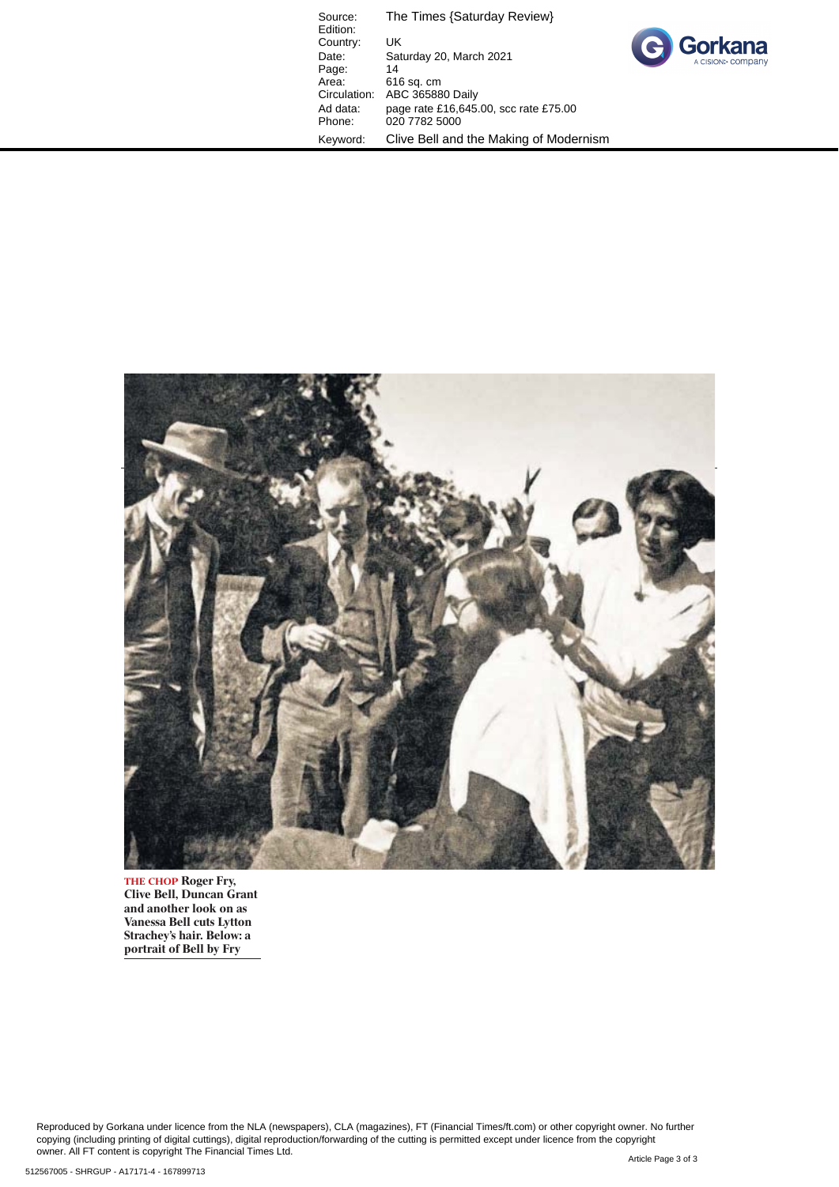Source: The Times {Saturday Review}
Edition:
Country: UK
Date: Saturday 20, March 2021
Page: 14
Area: 616 sq. cm
Circulation: ABC 365880 Daily
Ad data: page rate £16,645.00, scc rate £75.00
Phone: 020 7782 5000
Keyword: Clive Bell and the Making of Modernism

**THE CHOP** **Roger Fry, Clive Bell, Duncan Grant and another look on as Vanessa Bell cuts Lytton Strachey's hair. Below: a portrait of Bell by Fry**

Reproduced by Gorkana under licence from the NLA (newspapers), CLA (magazines), FT (Financial Times/ft.com) or other copyright owner. No further copying (including printing of digital cuttings), digital reproduction/forwarding of the cutting is permitted except under licence from the copyright owner. All FT content is copyright The Financial Times Ltd.

512567005 - SHRGUP - A17171-4 - 167899713